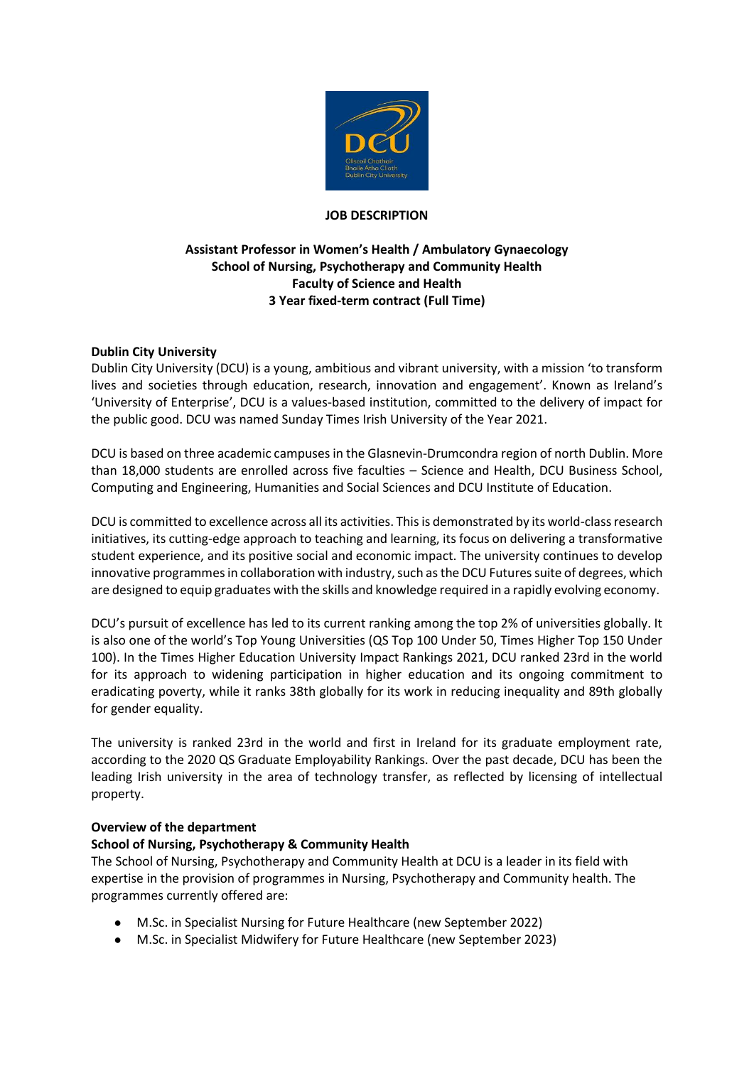**JOB DESCRIPTION**

# Assistant Professor in Women's Health / Ambulatory Gynaecology
## School of Nursing, Psychotherapy and Community Health
## Faculty of Science and Health
## 3 Year fixed-term contract (Full Time)

**Dublin City University**

Dublin City University (DCU) is a young, ambitious and vibrant university, with a mission 'to transform lives and societies through education, research, innovation and engagement'. Known as Ireland's 'University of Enterprise', DCU is a values-based institution, committed to the delivery of impact for the public good. DCU was named Sunday Times Irish University of the Year 2021.

DCU is based on three academic campuses in the Glasnevin-Drumcondra region of north Dublin. More than 18,000 students are enrolled across five faculties – Science and Health, DCU Business School, Computing and Engineering, Humanities and Social Sciences and DCU Institute of Education.

DCU is committed to excellence across all its activities. This is demonstrated by its world-class research initiatives, its cutting-edge approach to teaching and learning, its focus on delivering a transformative student experience, and its positive social and economic impact. The university continues to develop innovative programmes in collaboration with industry, such as the DCU Futures suite of degrees, which are designed to equip graduates with the skills and knowledge required in a rapidly evolving economy.

DCU's pursuit of excellence has led to its current ranking among the top 2% of universities globally. It is also one of the world's Top Young Universities (QS Top 100 Under 50, Times Higher Top 150 Under 100). In the Times Higher Education University Impact Rankings 2021, DCU ranked 23rd in the world for its approach to widening participation in higher education and its ongoing commitment to eradicating poverty, while it ranks 38th globally for its work in reducing inequality and 89th globally for gender equality.

The university is ranked 23rd in the world and first in Ireland for its graduate employment rate, according to the 2020 QS Graduate Employability Rankings. Over the past decade, DCU has been the leading Irish university in the area of technology transfer, as reflected by licensing of intellectual property.

**Overview of the department**

**School of Nursing, Psychotherapy & Community Health**

The School of Nursing, Psychotherapy and Community Health at DCU is a leader in its field with expertise in the provision of programmes in Nursing, Psychotherapy and Community health. The programmes currently offered are:

- M.Sc. in Specialist Nursing for Future Healthcare (new September 2022)
- M.Sc. in Specialist Midwifery for Future Healthcare (new September 2023)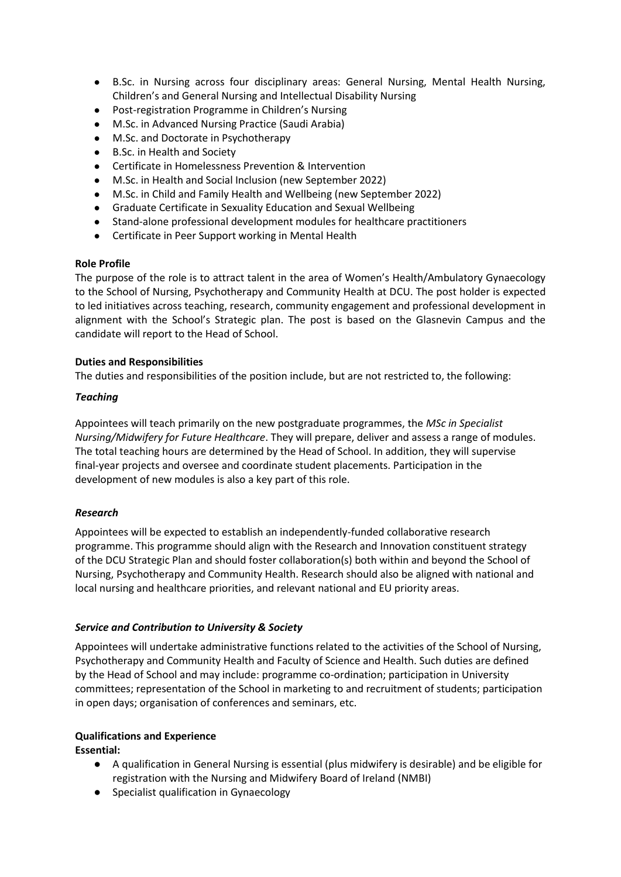- B.Sc. in Nursing across four disciplinary areas: General Nursing, Mental Health Nursing, Children's and General Nursing and Intellectual Disability Nursing
- Post-registration Programme in Children's Nursing
- M.Sc. in Advanced Nursing Practice (Saudi Arabia)
- M.Sc. and Doctorate in Psychotherapy
- B.Sc. in Health and Society
- Certificate in Homelessness Prevention & Intervention
- M.Sc. in Health and Social Inclusion (new September 2022)
- M.Sc. in Child and Family Health and Wellbeing (new September 2022)
- Graduate Certificate in Sexuality Education and Sexual Wellbeing
- Stand-alone professional development modules for healthcare practitioners
- Certificate in Peer Support working in Mental Health

**Role Profile**

The purpose of the role is to attract talent in the area of Women's Health/Ambulatory Gynaecology to the School of Nursing, Psychotherapy and Community Health at DCU. The post holder is expected to led initiatives across teaching, research, community engagement and professional development in alignment with the School's Strategic plan. The post is based on the Glasnevin Campus and the candidate will report to the Head of School.

**Duties and Responsibilities**

The duties and responsibilities of the position include, but are not restricted to, the following:

***Teaching***

Appointees will teach primarily on the new postgraduate programmes, the *MSc in Specialist Nursing/Midwifery for Future Healthcare*. They will prepare, deliver and assess a range of modules. The total teaching hours are determined by the Head of School. In addition, they will supervise final-year projects and oversee and coordinate student placements. Participation in the development of new modules is also a key part of this role.

***Research***

Appointees will be expected to establish an independently-funded collaborative research programme. This programme should align with the Research and Innovation constituent strategy of the DCU Strategic Plan and should foster collaboration(s) both within and beyond the School of Nursing, Psychotherapy and Community Health. Research should also be aligned with national and local nursing and healthcare priorities, and relevant national and EU priority areas.

***Service and Contribution to University & Society***

Appointees will undertake administrative functions related to the activities of the School of Nursing, Psychotherapy and Community Health and Faculty of Science and Health. Such duties are defined by the Head of School and may include: programme co-ordination; participation in University committees; representation of the School in marketing to and recruitment of students; participation in open days; organisation of conferences and seminars, etc.

**Qualifications and Experience**

**Essential:**

- A qualification in General Nursing is essential (plus midwifery is desirable) and be eligible for registration with the Nursing and Midwifery Board of Ireland (NMBI)
- Specialist qualification in Gynaecology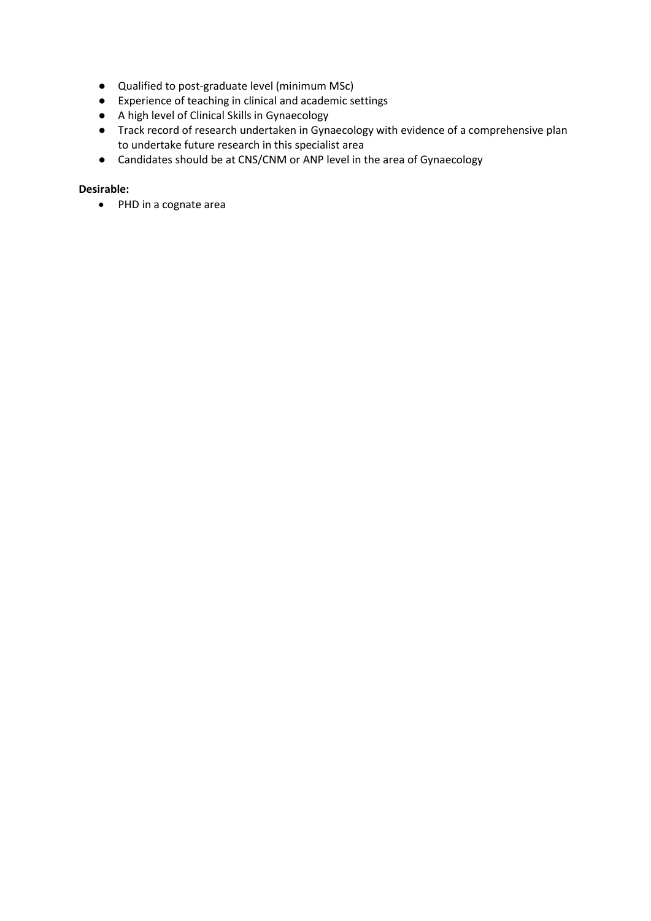- Qualified to post-graduate level (minimum MSc)
- Experience of teaching in clinical and academic settings
- A high level of Clinical Skills in Gynaecology
- Track record of research undertaken in Gynaecology with evidence of a comprehensive plan to undertake future research in this specialist area
- Candidates should be at CNS/CNM or ANP level in the area of Gynaecology

**Desirable:**

- PHD in a cognate area